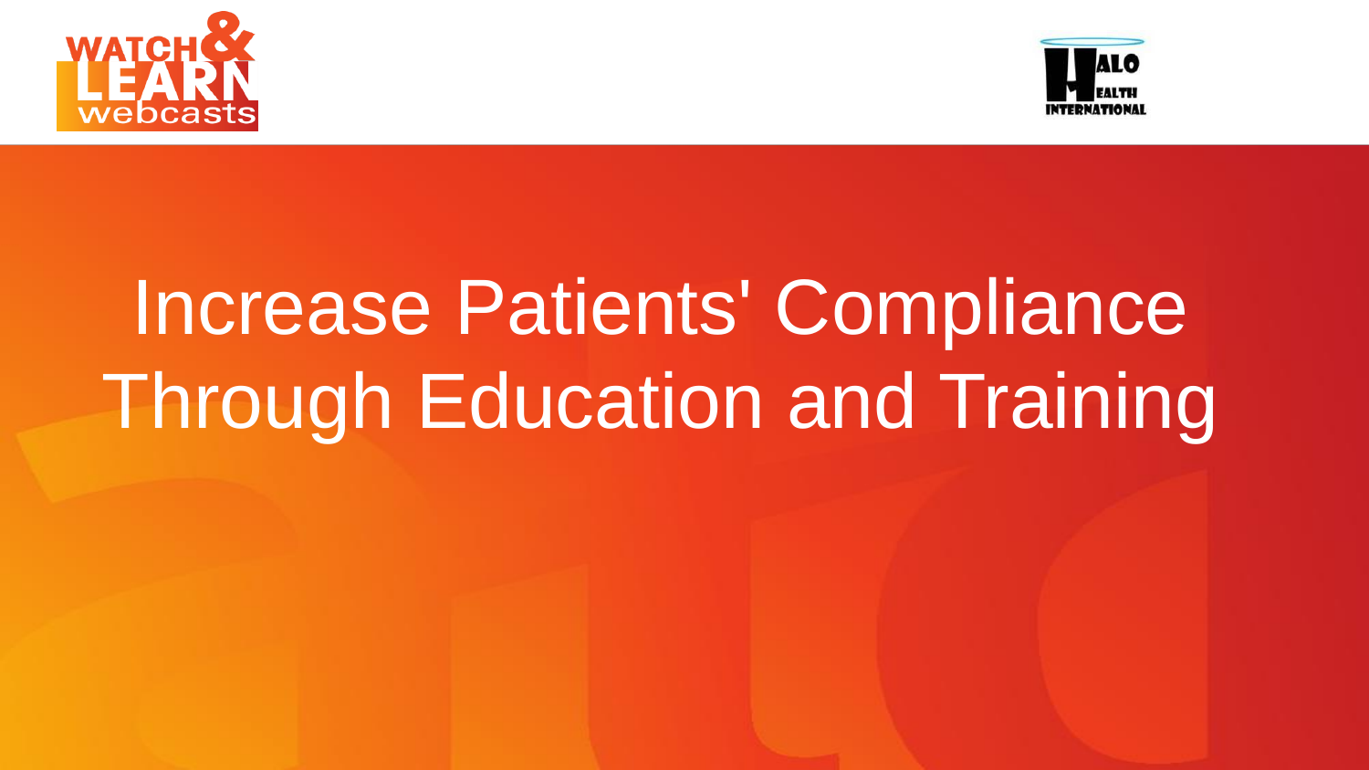# Increase Patients' Compliance Through Education and Training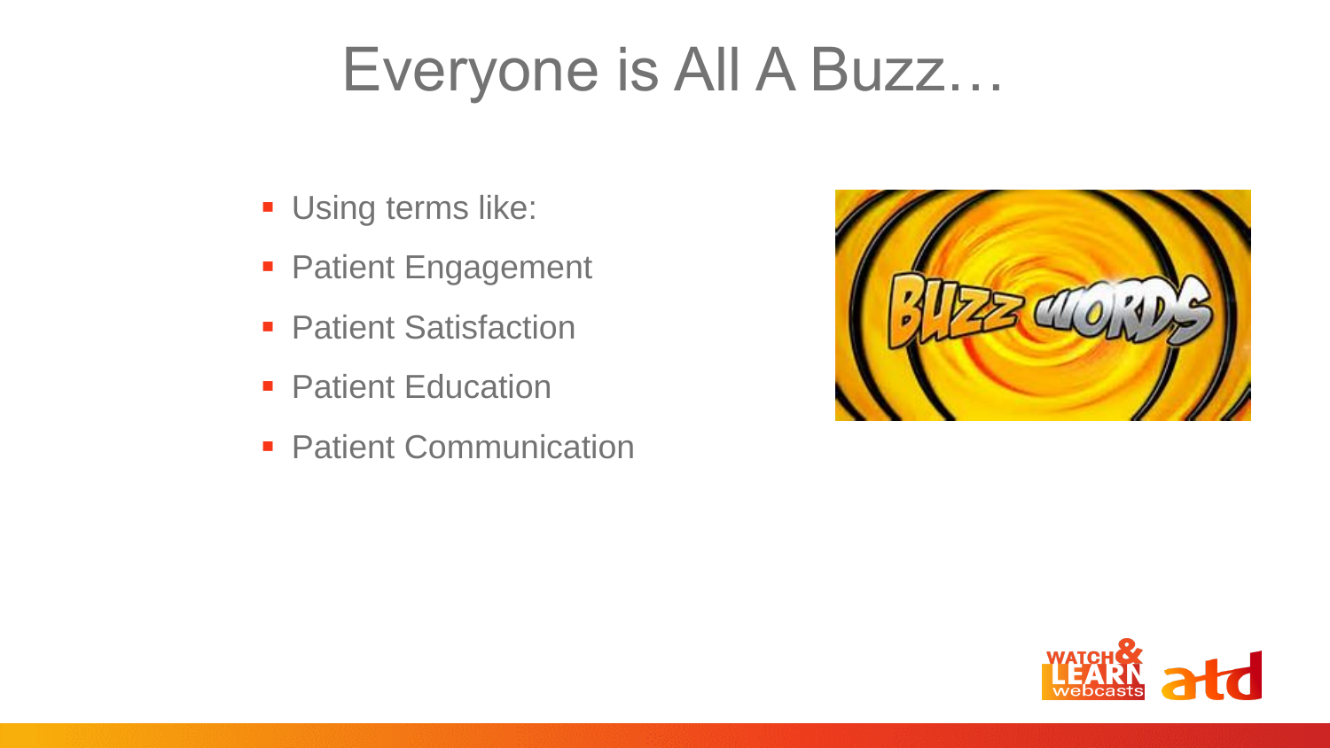# Everyone is All A Buzz…

- Using terms like:
- Patient Engagement
- Patient Satisfaction
- Patient Education
- Patient Communication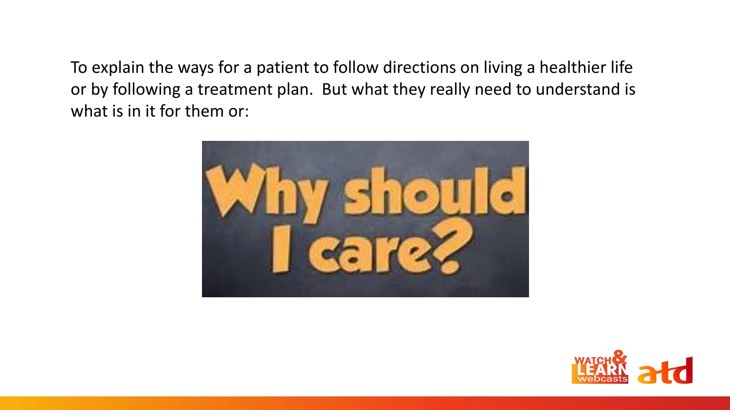To explain the ways for a patient to follow directions on living a healthier life or by following a treatment plan.  But what they really need to understand is what is in it for them or:

Why should I care?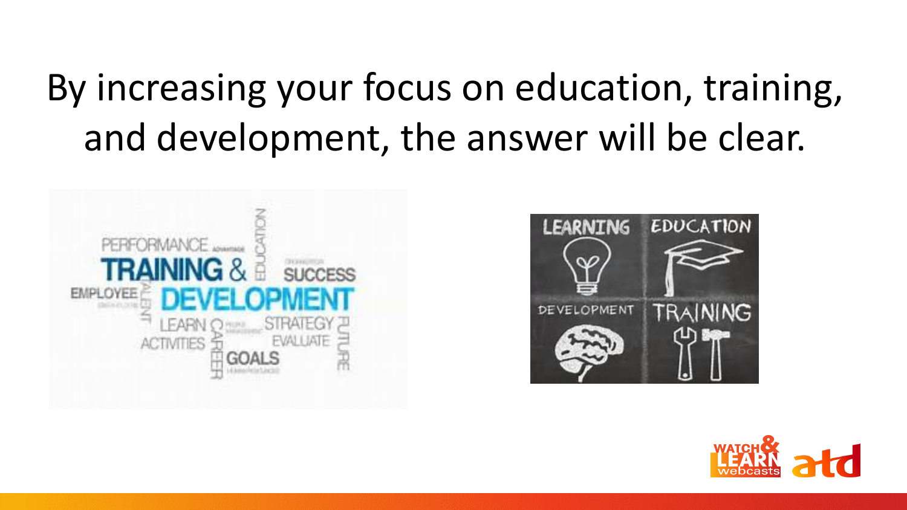By increasing your focus on education, training, and development, the answer will be clear.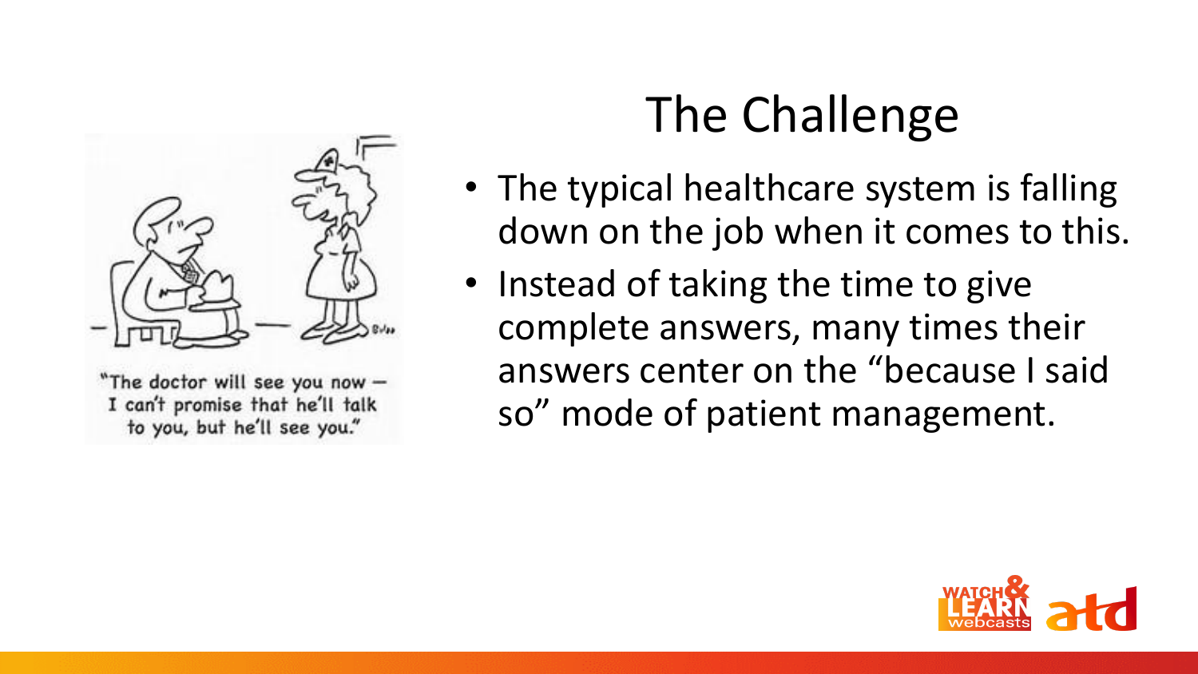"The doctor will see you now — I can't promise that he'll talk to you, but he'll see you."

# The Challenge

- The typical healthcare system is falling down on the job when it comes to this.
- Instead of taking the time to give complete answers, many times their answers center on the "because I said so" mode of patient management.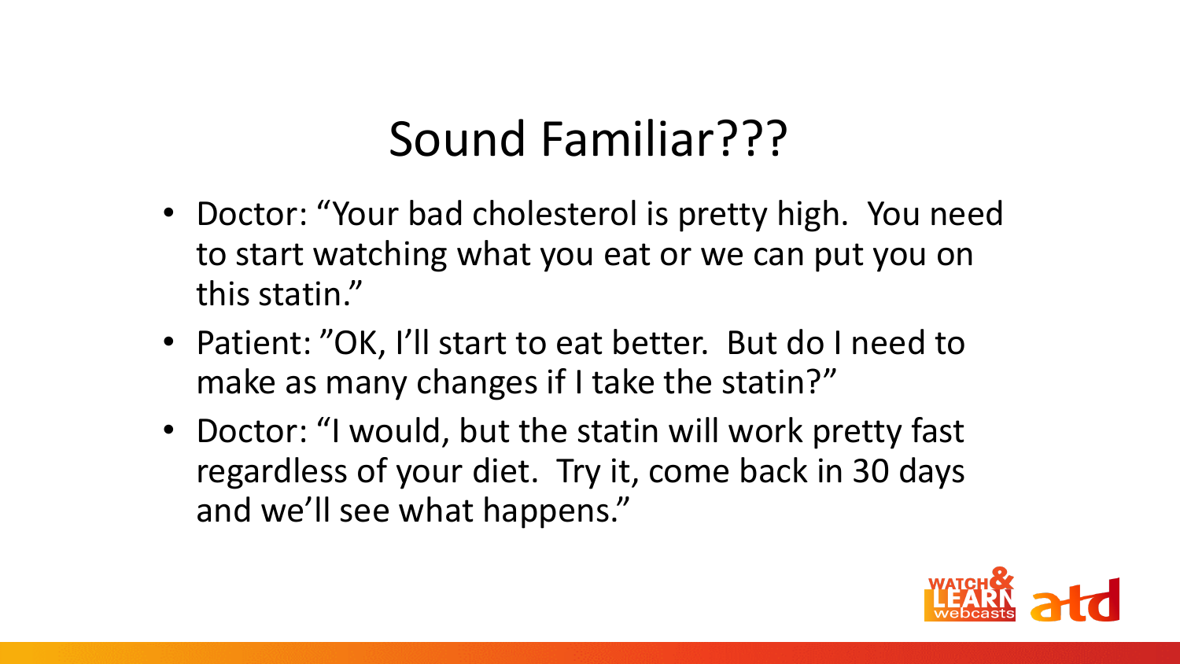# Sound Familiar???

- Doctor: “Your bad cholesterol is pretty high. You need to start watching what you eat or we can put you on this statin.”
- Patient: ”OK, I’ll start to eat better. But do I need to make as many changes if I take the statin?”
- Doctor: “I would, but the statin will work pretty fast regardless of your diet. Try it, come back in 30 days and we’ll see what happens.”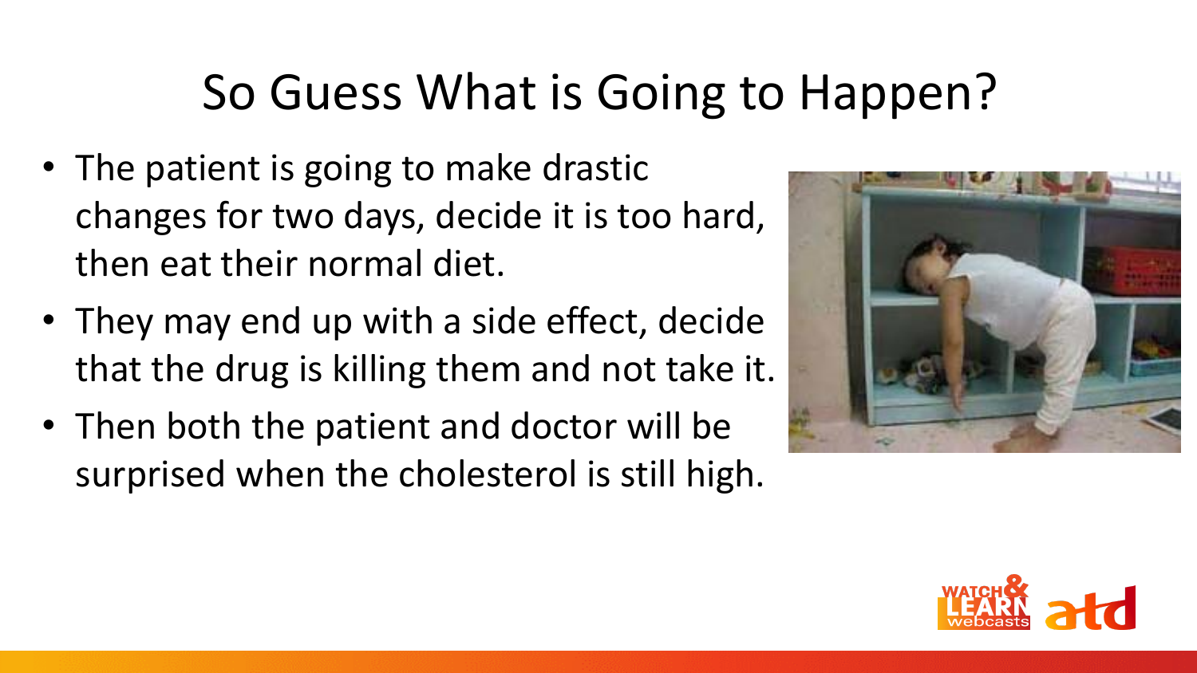# So Guess What is Going to Happen?

- The patient is going to make drastic changes for two days, decide it is too hard, then eat their normal diet.
- They may end up with a side effect, decide that the drug is killing them and not take it.
- Then both the patient and doctor will be surprised when the cholesterol is still high.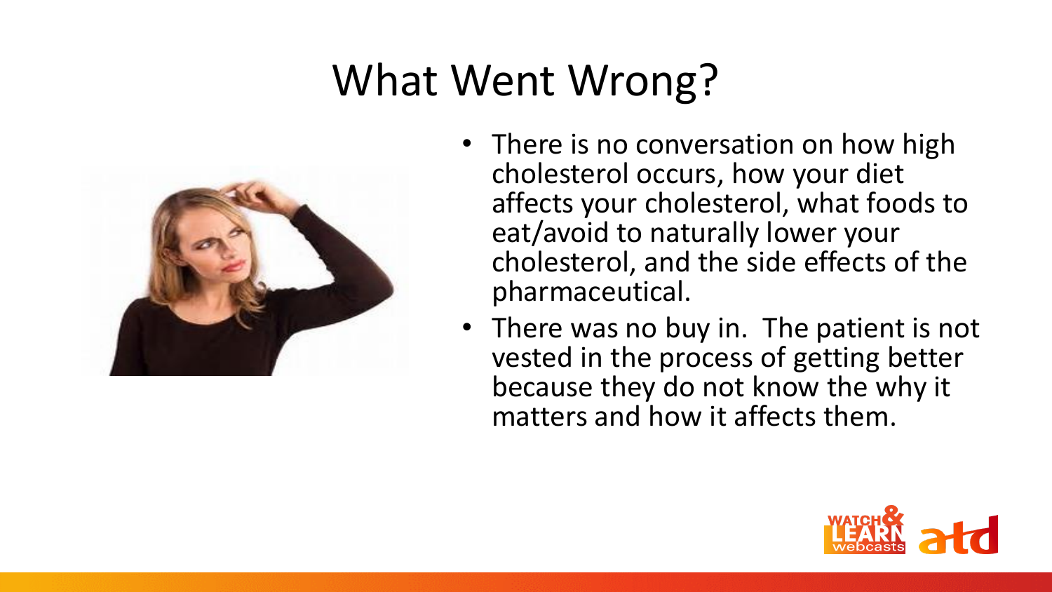# What Went Wrong?

- There is no conversation on how high cholesterol occurs, how your diet affects your cholesterol, what foods to eat/avoid to naturally lower your cholesterol, and the side effects of the pharmaceutical.
- There was no buy in. The patient is not vested in the process of getting better because they do not know the why it matters and how it affects them.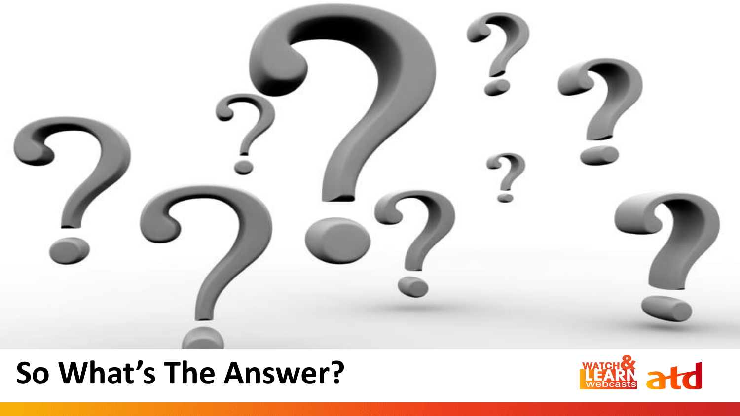# So What's The Answer?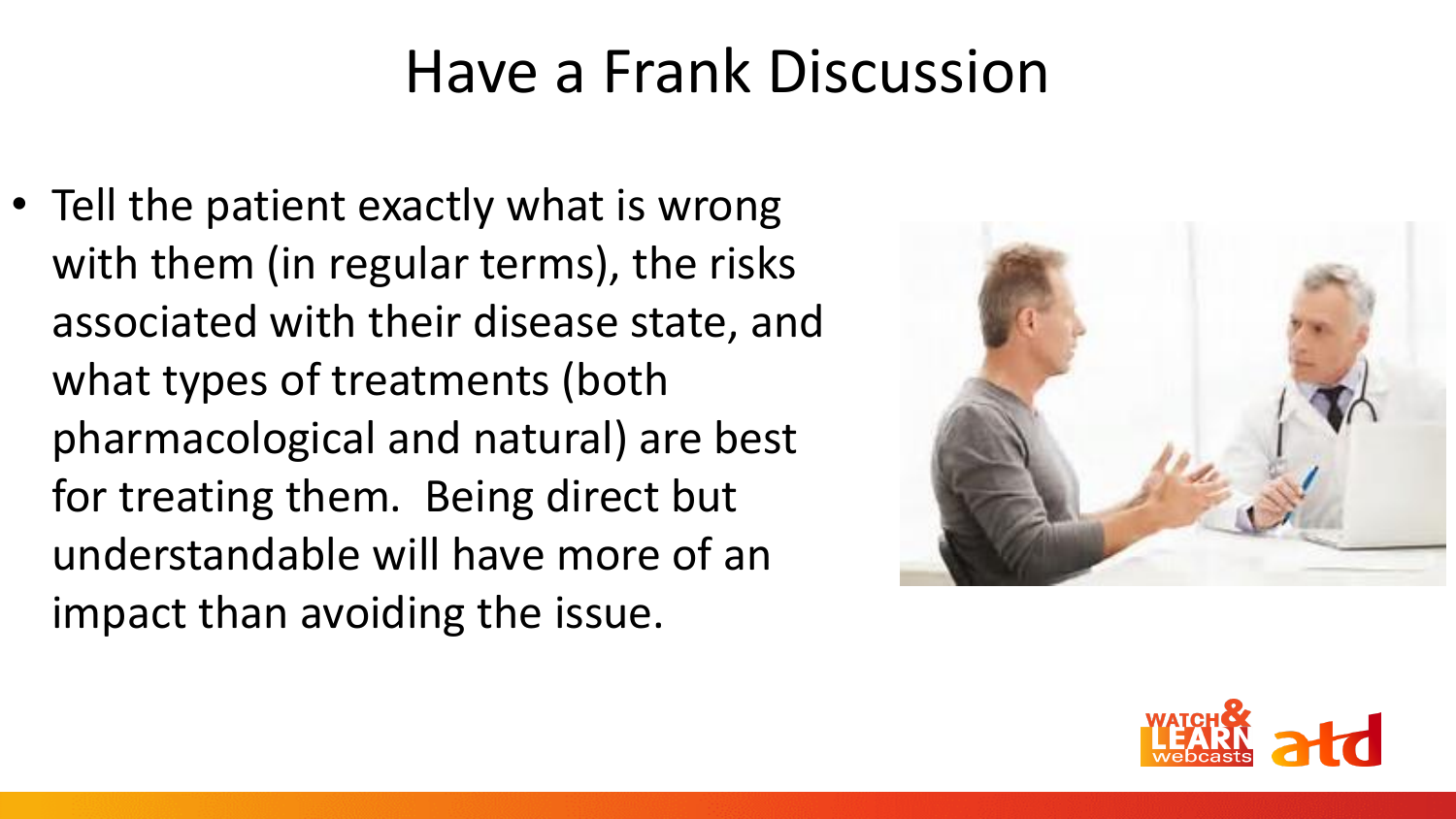# Have a Frank Discussion

- Tell the patient exactly what is wrong with them (in regular terms), the risks associated with their disease state, and what types of treatments (both pharmacological and natural) are best for treating them. Being direct but understandable will have more of an impact than avoiding the issue.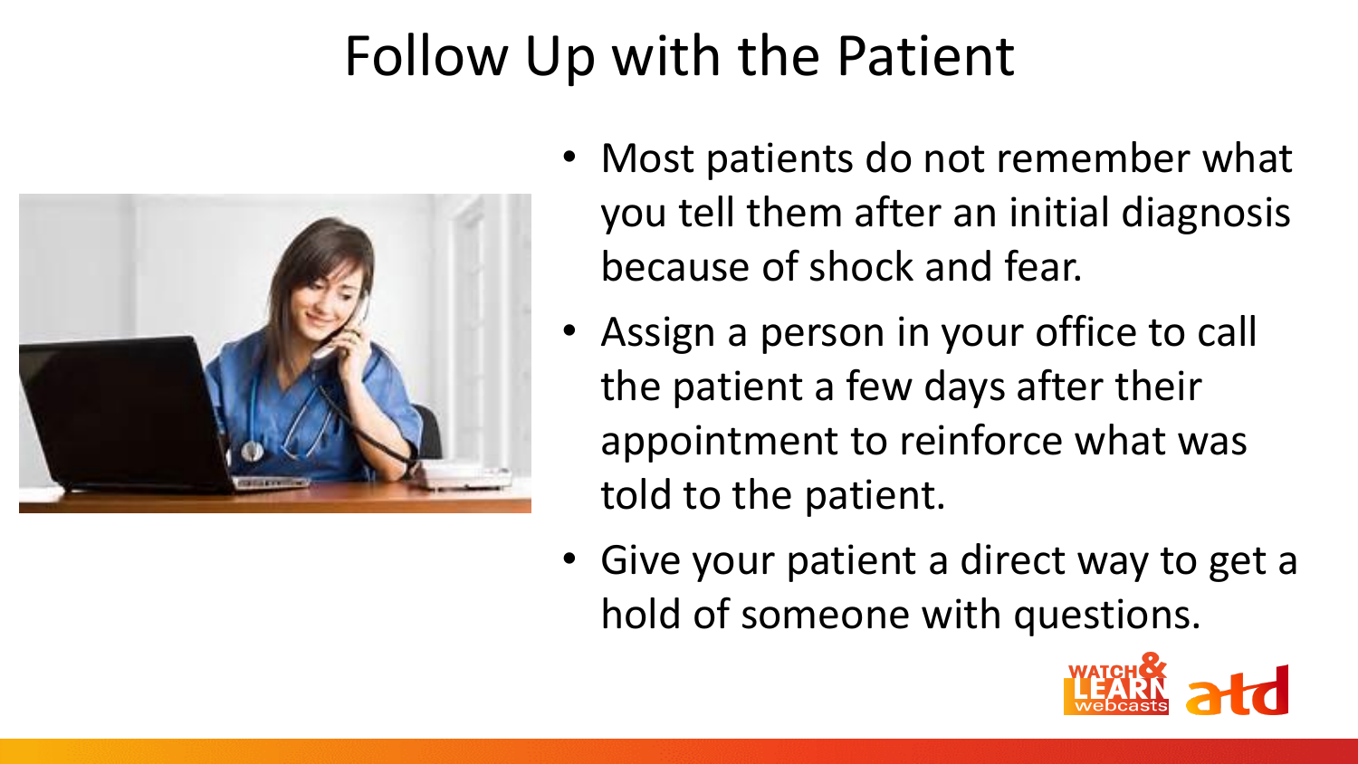# Follow Up with the Patient

- Most patients do not remember what you tell them after an initial diagnosis because of shock and fear.
- Assign a person in your office to call the patient a few days after their appointment to reinforce what was told to the patient.
- Give your patient a direct way to get a hold of someone with questions.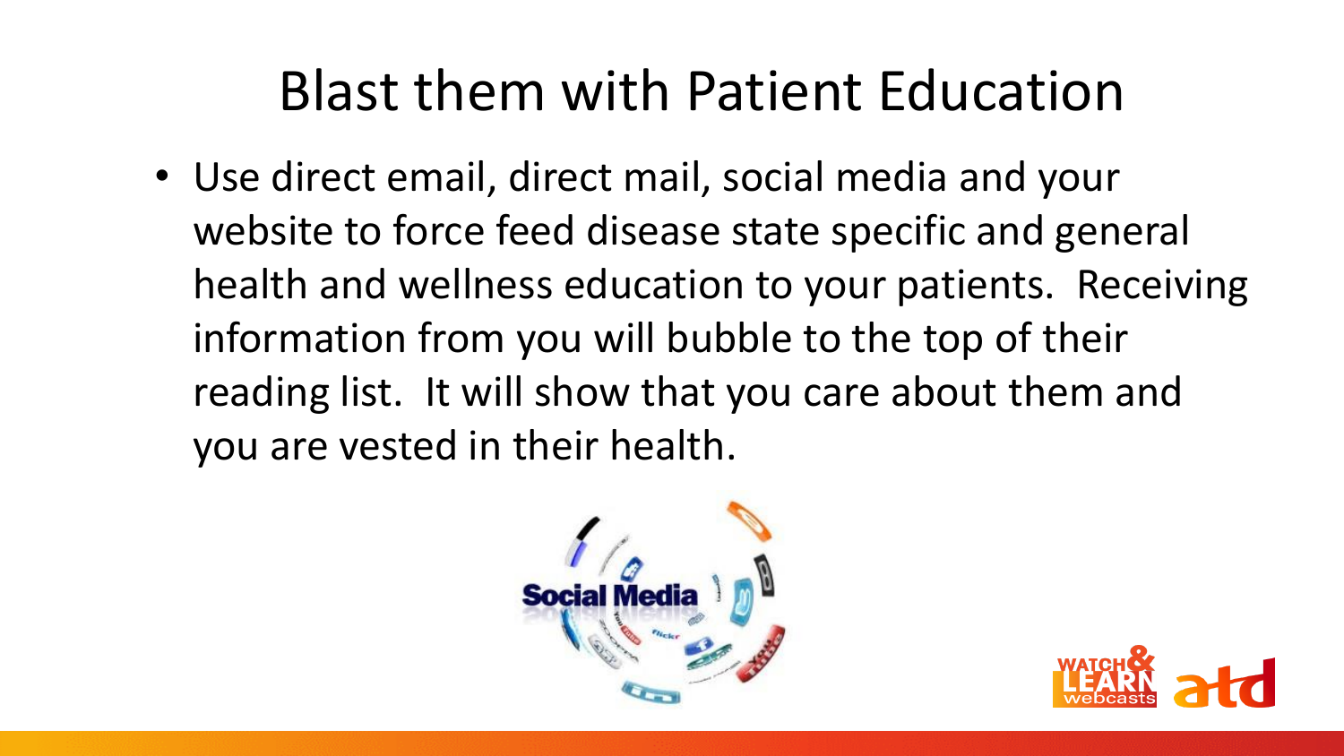# Blast them with Patient Education

- Use direct email, direct mail, social media and your website to force feed disease state specific and general health and wellness education to your patients. Receiving information from you will bubble to the top of their reading list. It will show that you care about them and you are vested in their health.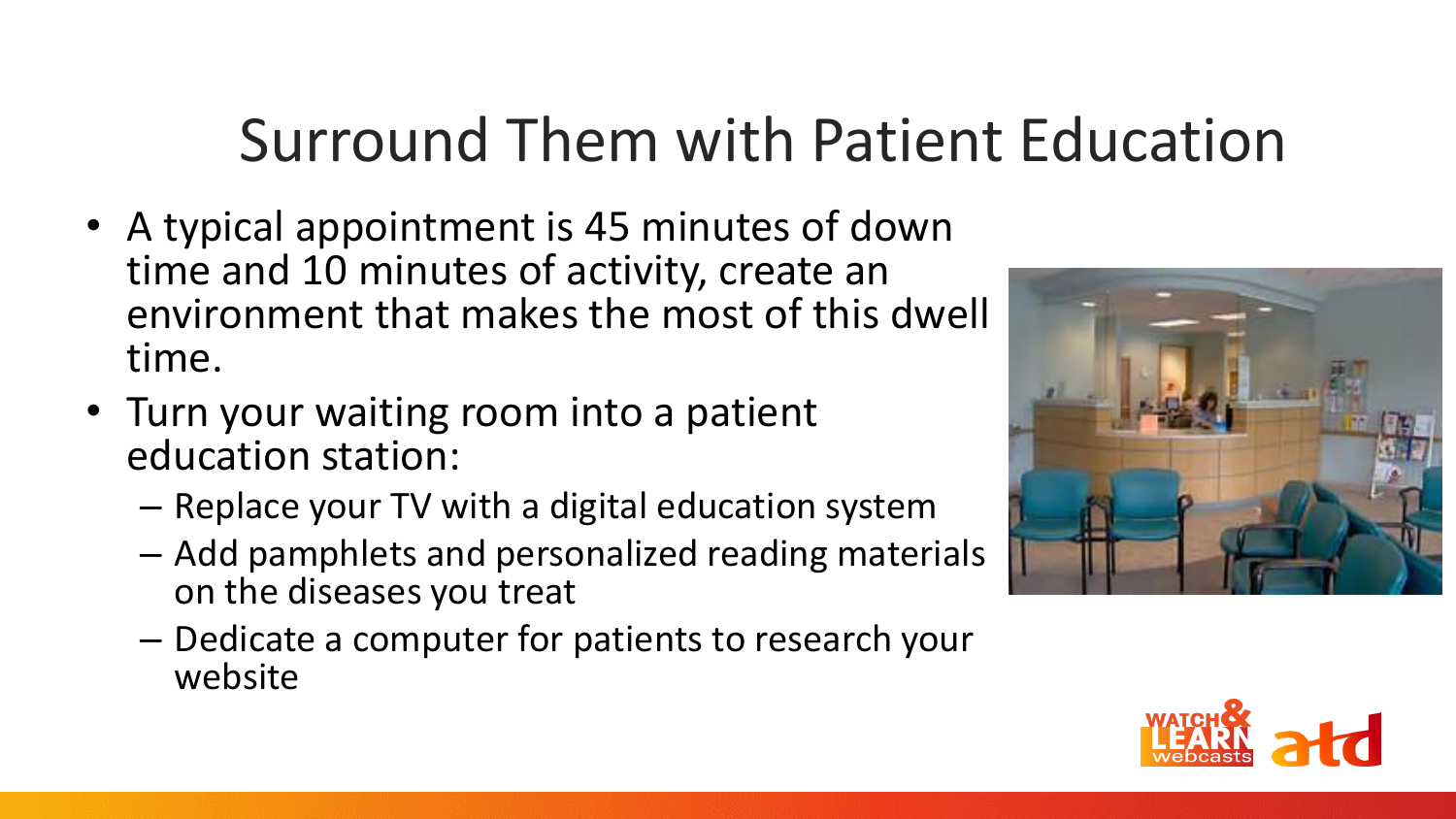# Surround Them with Patient Education

- A typical appointment is 45 minutes of down time and 10 minutes of activity, create an environment that makes the most of this dwell time.
- Turn your waiting room into a patient education station:
  - Replace your TV with a digital education system
  - Add pamphlets and personalized reading materials on the diseases you treat
  - Dedicate a computer for patients to research your website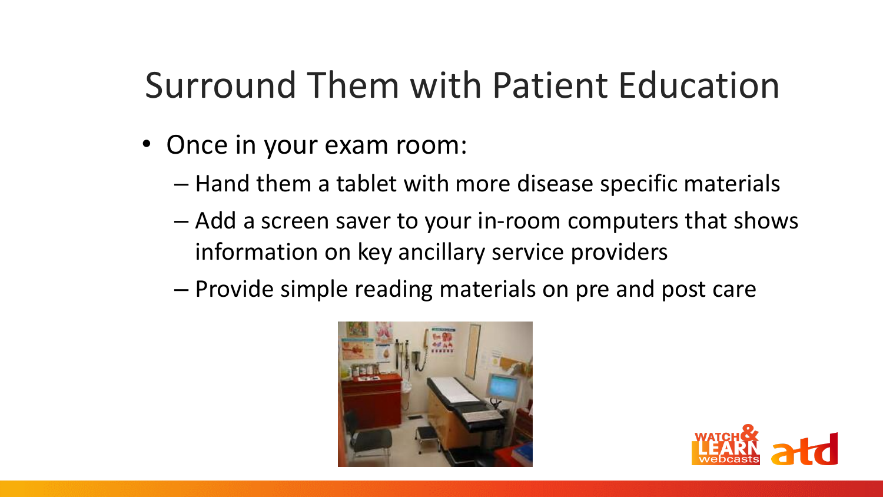# Surround Them with Patient Education

- Once in your exam room:
  - Hand them a tablet with more disease specific materials
  - Add a screen saver to your in-room computers that shows information on key ancillary service providers
  - Provide simple reading materials on pre and post care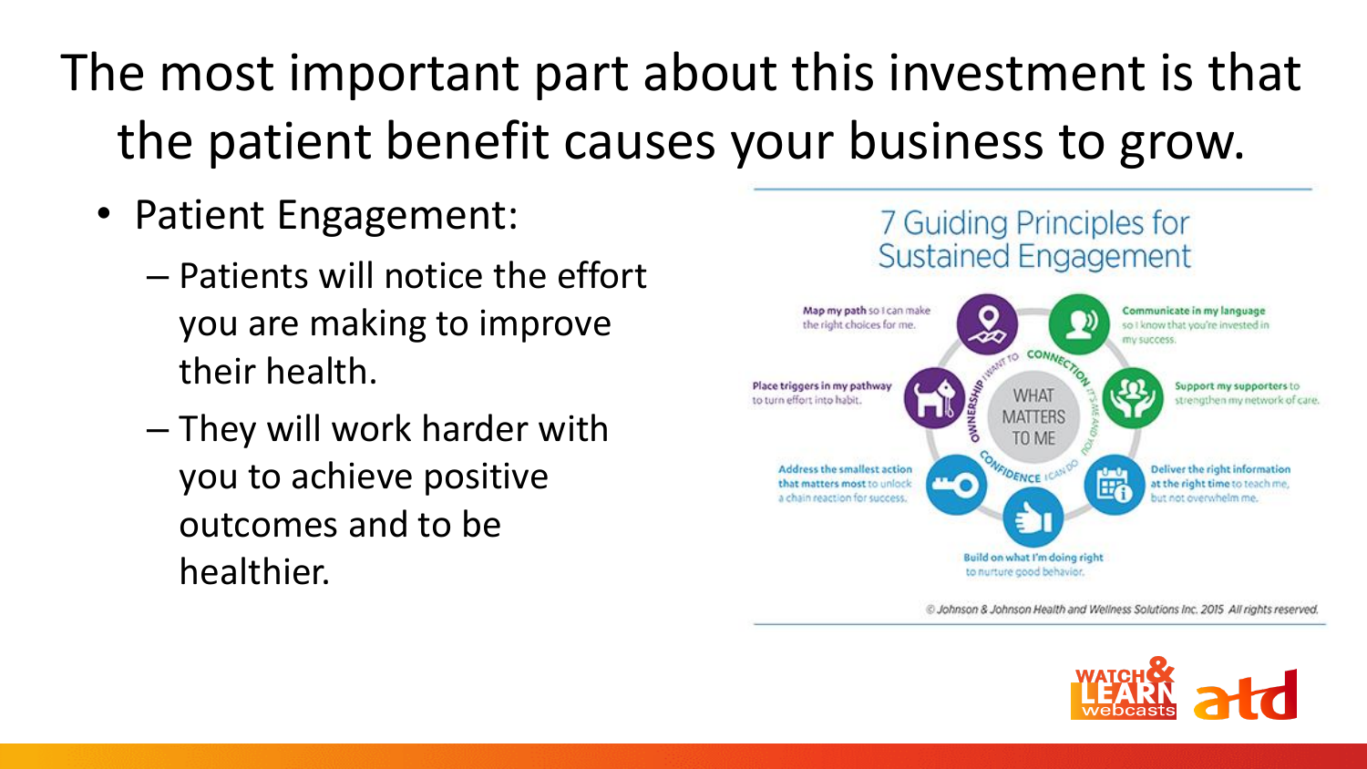# The most important part about this investment is that the patient benefit causes your business to grow.

- Patient Engagement:
  - Patients will notice the effort you are making to improve their health.
  - They will work harder with you to achieve positive outcomes and to be healthier.

## 7 Guiding Principles for Sustained Engagement

WHAT MATTERS TO ME

- **Map my path** so I can make the right choices for me.
- **Communicate in my language** so I know that you're invested in my success.
- **Support my supporters** to strengthen my network of care.
- **Deliver the right information at the right time** to teach me, but not overwhelm me.
- **Build on what I'm doing right** to nurture good behavior.
- **Address the smallest action that matters most** to unlock a chain reaction for success.
- **Place triggers in my pathway** to turn effort into habit.

Ownership: I want to · Connection: It's me and you · Confidence: I can do

© Johnson & Johnson Health and Wellness Solutions Inc. 2015 All rights reserved.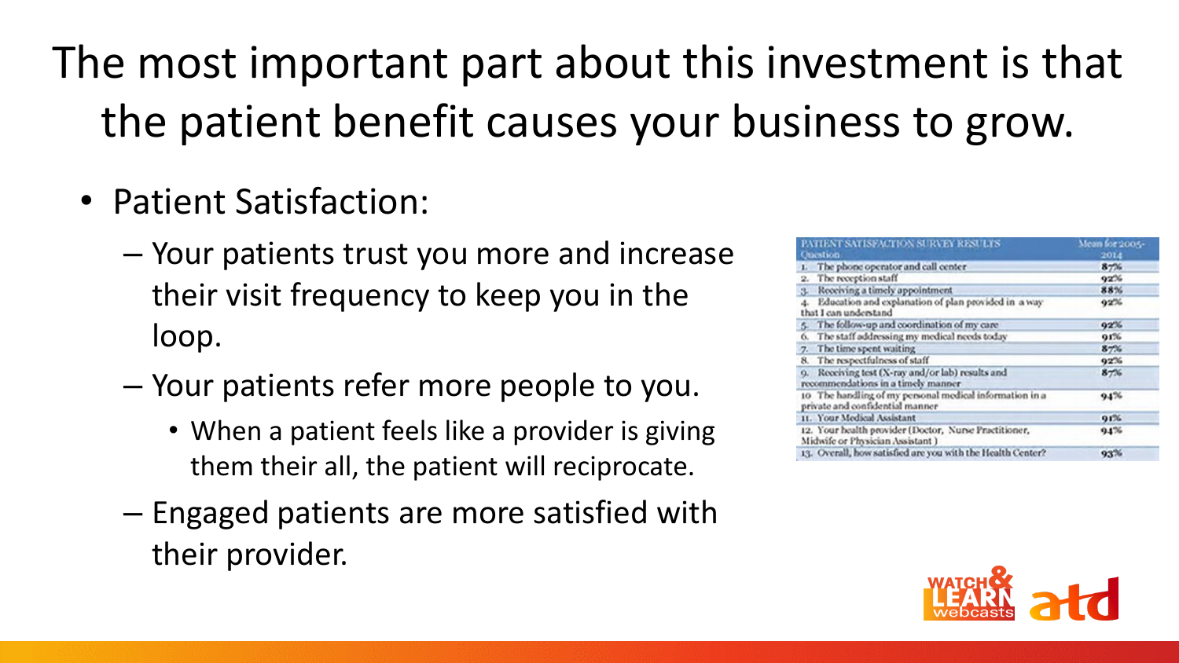# The most important part about this investment is that the patient benefit causes your business to grow.

- Patient Satisfaction:
  - Your patients trust you more and increase their visit frequency to keep you in the loop.
  - Your patients refer more people to you.
    - When a patient feels like a provider is giving them their all, the patient will reciprocate.
  - Engaged patients are more satisfied with their provider.

| PATIENT SATISFACTION SURVEY RESULTS Question | Mean for 2005-2014 |
|---|---|
| 1. The phone operator and call center | 87% |
| 2. The reception staff | 92% |
| 3. Receiving a timely appointment | 88% |
| 4. Education and explanation of plan provided in a way that I can understand | 92% |
| 5. The follow-up and coordination of my care | 92% |
| 6. The staff addressing my medical needs today | 91% |
| 7. The time spent waiting | 87% |
| 8. The respectfulness of staff | 92% |
| 9. Receiving test (X-ray and/or lab) results and recommendations in a timely manner | 87% |
| 10 The handling of my personal medical information in a private and confidential manner | 94% |
| 11. Your Medical Assistant | 91% |
| 12. Your health provider (Doctor, Nurse Practitioner, Midwife or Physician Assistant) | 94% |
| 13. Overall, how satisfied are you with the Health Center? | 93% |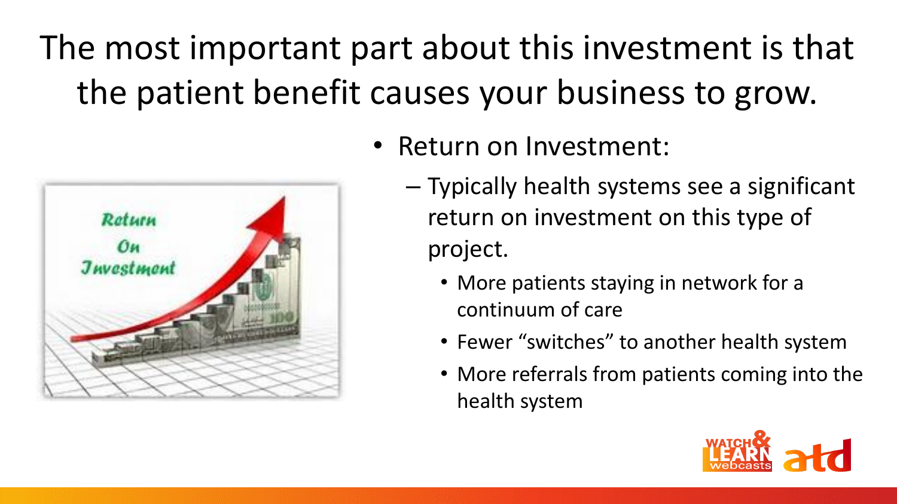# The most important part about this investment is that the patient benefit causes your business to grow.

- Return on Investment:
  - Typically health systems see a significant return on investment on this type of project.
    - More patients staying in network for a continuum of care
    - Fewer "switches" to another health system
    - More referrals from patients coming into the health system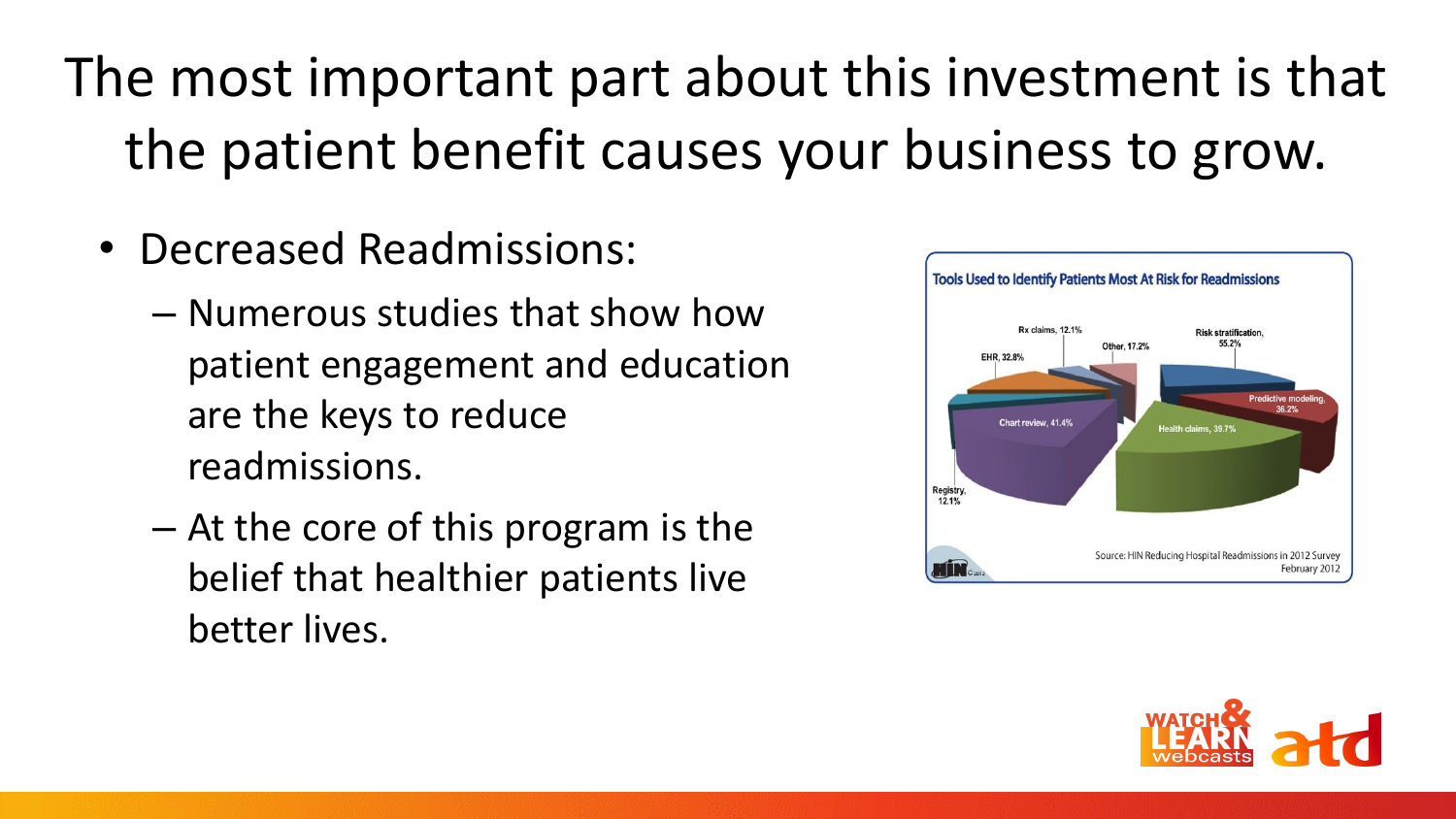# The most important part about this investment is that the patient benefit causes your business to grow.

- Decreased Readmissions:
  - Numerous studies that show how patient engagement and education are the keys to reduce readmissions.
  - At the core of this program is the belief that healthier patients live better lives.

**Tools Used to Identify Patients Most At Risk for Readmissions**

- Risk stratification, 55.2%
- Predictive modeling, 36.2%
- Health claims, 39.7%
- Chart review, 41.4%
- Registry, 12.1%
- EHR, 32.8%
- Rx claims, 12.1%
- Other, 17.2%

Source: HIN Reducing Hospital Readmissions in 2012 Survey February 2012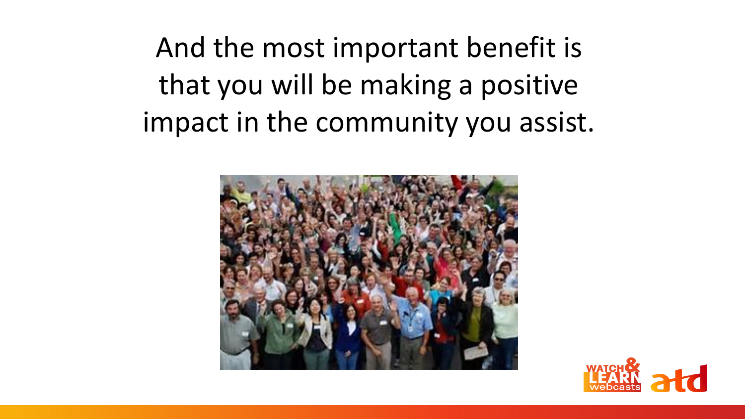And the most important benefit is that you will be making a positive impact in the community you assist.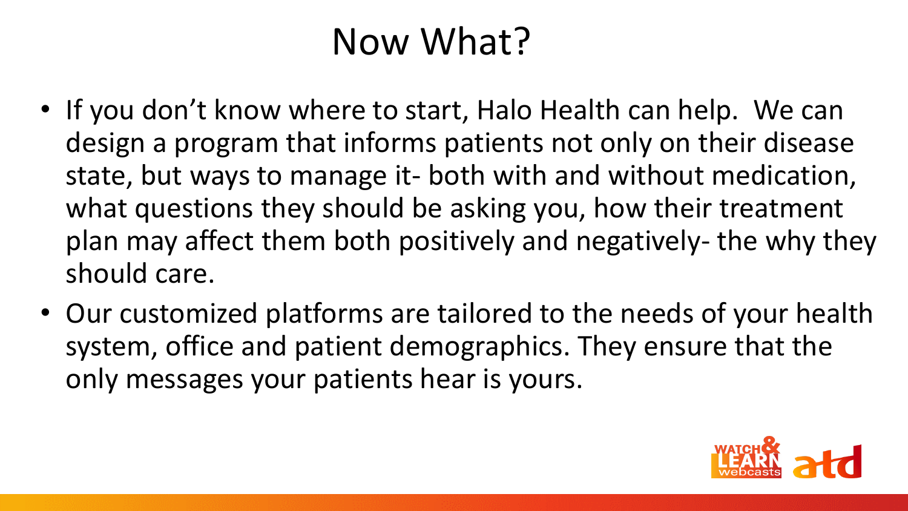# Now What?

- If you don't know where to start, Halo Health can help. We can design a program that informs patients not only on their disease state, but ways to manage it- both with and without medication, what questions they should be asking you, how their treatment plan may affect them both positively and negatively- the why they should care.
- Our customized platforms are tailored to the needs of your health system, office and patient demographics. They ensure that the only messages your patients hear is yours.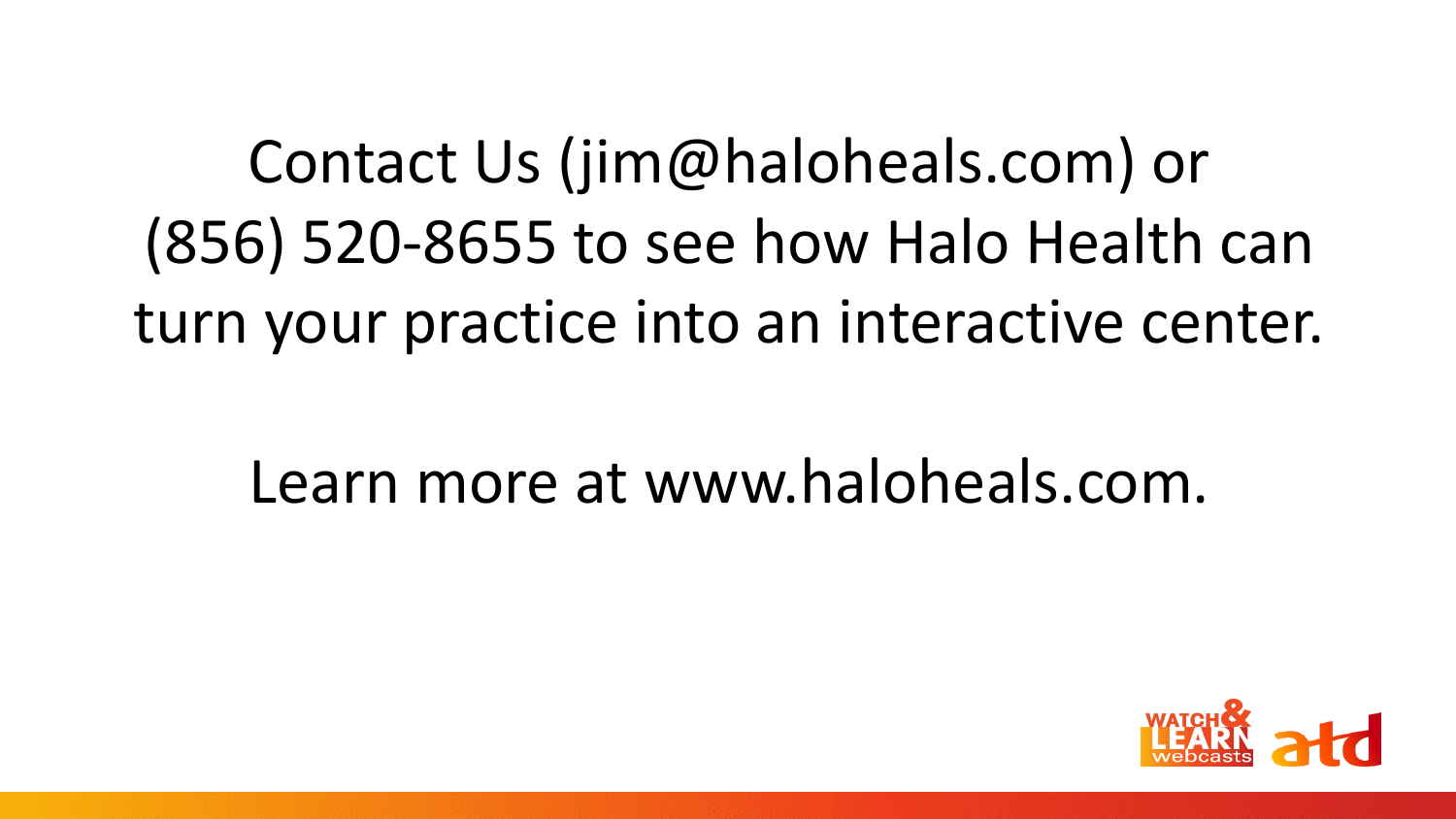Contact Us (jim@haloheals.com) or (856) 520-8655 to see how Halo Health can turn your practice into an interactive center.

Learn more at www.haloheals.com.